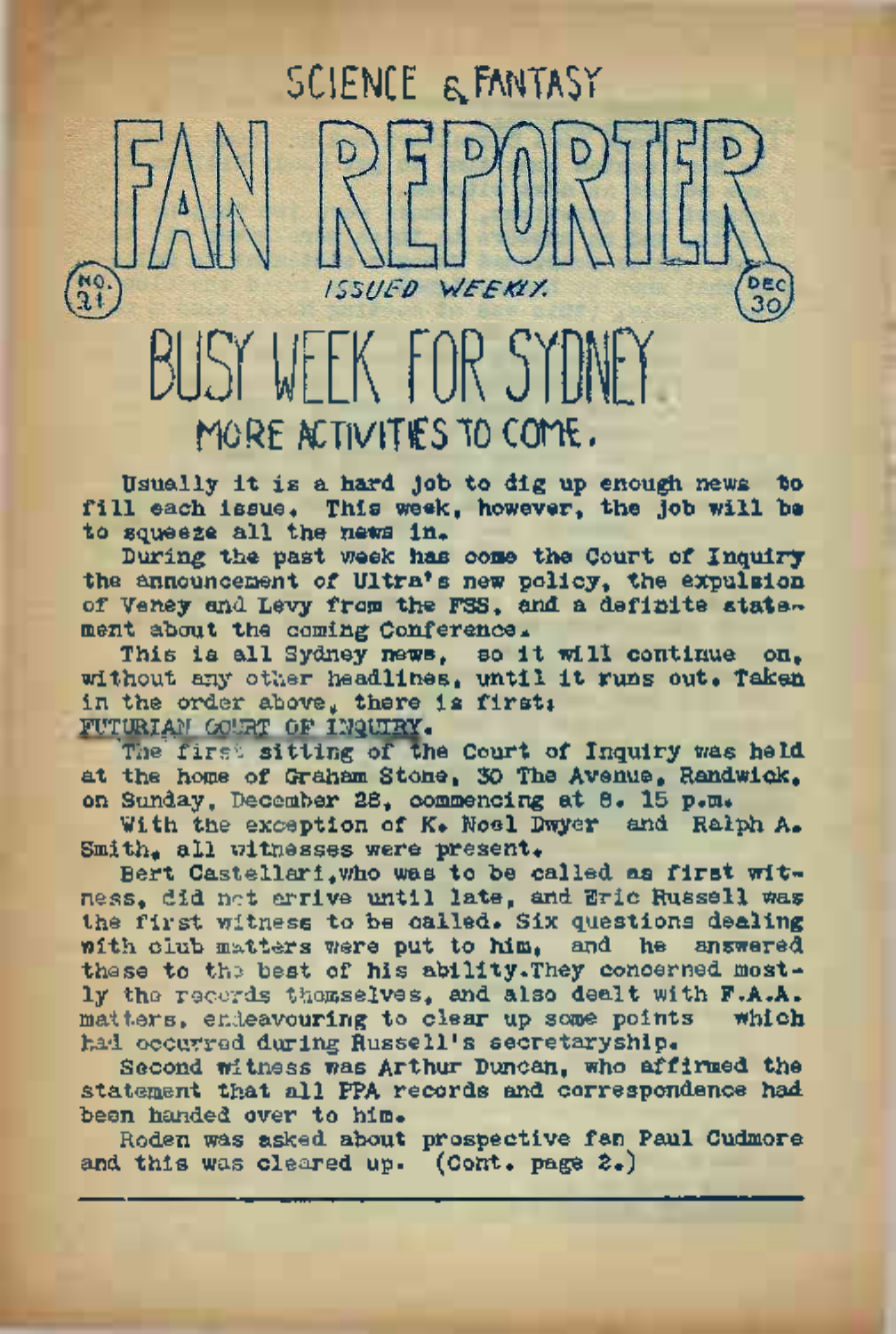# SCIENCE & FANTASY FAN REPORTER

NO. 21 — ISSUED WEEKLY. — DEC 30

## BUSY WEEK FOR SYDNEY

### MORE ACTIVITIES TO COME.

Usually it is a hard job to dig up enough news to fill each issue. This week, however, the job will be to squeeze all the news in.

During the past week has come the Court of Inquiry the announcement of Ultra's new policy, the expulsion of Veney and Levy from the FSS, and a definite statement about the coming Conference.

This is all Sydney news, so it will continue on, without any other headlines, until it runs out. Taken in the order above, there is first:

FUTURIAN COURT OF INQUIRY.

The first sitting of the Court of Inquiry was held at the home of Graham Stone, 30 The Avenue, Randwick, on Sunday, December 28, commencing at 8. 15 p.m.

With the exception of K. Noel Dwyer and Ralph A. Smith, all witnesses were present.

Bert Castellari, who was to be called as first witness, did not arrive until late, and Eric Russell was the first witness to be called. Six questions dealing with club matters were put to him, and he answered these to the best of his ability. They concerned mostly the records themselves, and also dealt with F.A.A. matters, endeavouring to clear up some points which had occurred during Russell's secretaryship.

Second witness was Arthur Duncan, who affirmed the statement that all FPA records and correspondence had been handed over to him.

Roden was asked about prospective fan Paul Cudmore and this was cleared up. (Cont. page 2.)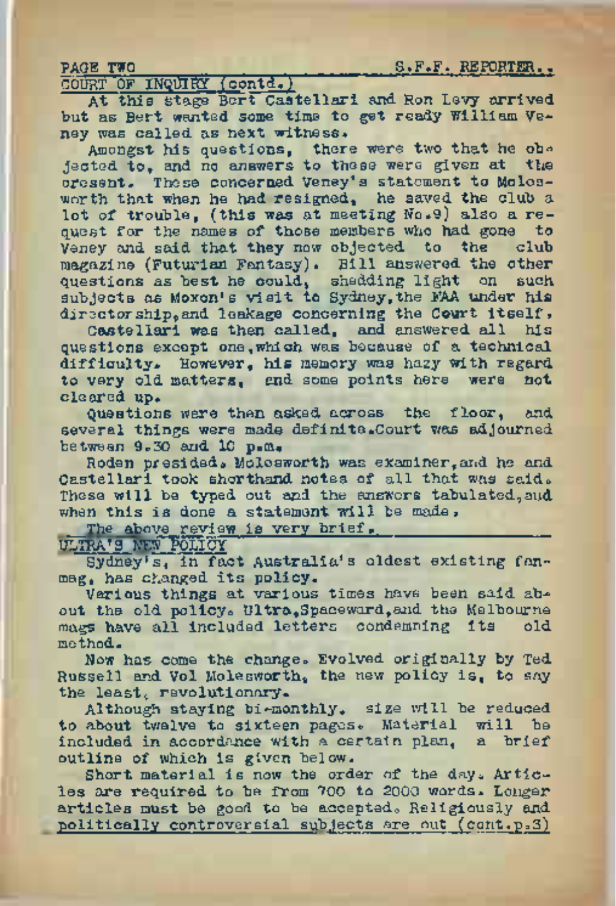## COURT OF INQUIRY (contd.)

At this stage Bert Castellari and Ron Levy arrived but as Bert wanted some time to get ready William Veney was called as next witness.

Amongst his questions, there were two that he objected to, and no answers to these were given at the present. These concerned Veney's statement to Molesworth that when he had resigned, he saved the club a lot of trouble, (this was at meeting No.9) also a request for the names of those members who had gone to Veney and said that they now objected to the club magazine (Futurian Fantasy). Bill answered the other questions as best he could, shedding light on such subjects as Moxon's visit to Sydney, the FAA under his directorship, and leakage concerning the Court itself.

Castellari was then called, and answered all his questions except one, which was because of a technical difficulty. However, his memory was hazy with regard to very old matters, and some points here were not cleared up.

Questions were then asked across the floor, and several things were made definite. Court was adjourned between 9.30 and 10 p.m.

Roden presided. Molesworth was examiner, and he and Castellari took shorthand notes of all that was said. These will be typed out and the answers tabulated, and when this is done a statement will be made.

The above review is very brief.

## ULTRA'S NEW POLICY

Sydney's, in fact Australia's oldest existing fanmag, has changed its policy.

Various things at various times have been said about the old policy. Ultra, Spaceward, and the Melbourne mags have all included letters condemning its old method.

Now has come the change. Evolved originally by Ted Russell and Vol Molesworth, the new policy is, to say the least, revolutionary.

Although staying bi-monthly, size will be reduced to about twelve to sixteen pages. Material will be included in accordance with a certain plan, a brief outline of which is given below.

Short material is now the order of the day. Articles are required to be from 700 to 2000 words. Longer articles must be good to be accepted. Religiously and politically controversial subjects are out (cont.p.3)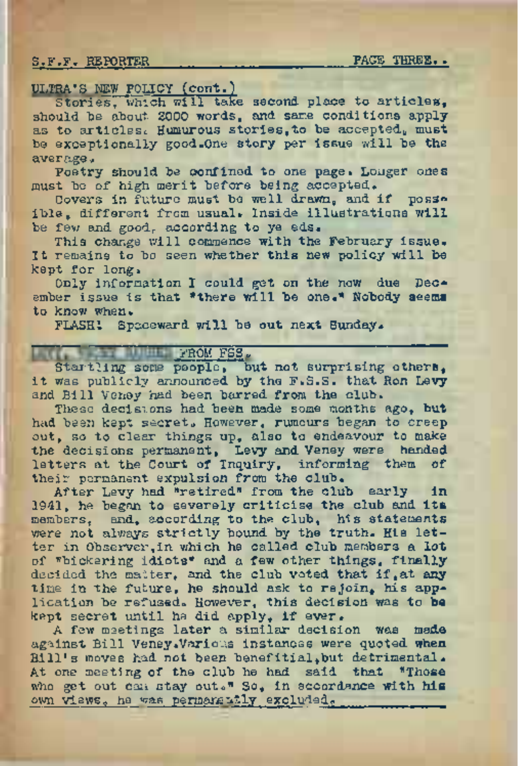## ULTRA'S NEW POLICY (cont.)

Stories, which will take second place to articles, should be about 2000 words, and same conditions apply as to articles. Humurous stories, to be accepted, must be exceptionally good. One story per issue will be the average.

Poetry should be confined to one page. Longer ones must be of high merit before being accepted.

Covers in future must be well drawn, and if possible, different from usual. Inside illustrations will be few and good, according to ye eds.

This change will commence with the February issue. It remains to be seen whether this new policy will be kept for long.

Only information I could get on the now due December issue is that "there will be one." Nobody seems to know when.

FLASH! Spaceward will be out next Sunday.

## LEVY, VENEY BOUNCED FROM FSS.

Startling some people, but not surprising others, it was publicly announced by the F.S.S. that Ron Levy and Bill Veney had been barred from the club.

These decisions had been made some months ago, but had been kept secret. However, rumours began to creep out, so to clear things up, also to endeavour to make the decisions permanent, Levy and Veney were handed letters at the Court of Inquiry, informing them of their permanent expulsion from the club.

After Levy had "retired" from the club early in 1941, he began to severely criticise the club and its members, and, according to the club, his statements were not always strictly bound by the truth. His letter in Observer, in which he called club members a lot of "bickering idiots" and a few other things, finally decided the matter, and the club voted that if, at any time in the future, he should ask to rejoin, his application be refused. However, this decision was to be kept secret until he did apply, if ever.

A few meetings later a similar decision was made against Bill Veney. Various instances were quoted when Bill's moves had not been benefitial, but detrimental. At one meeting of the club he had said that "Those who get out can stay out." So, in accordance with his own views, he was permanently excluded.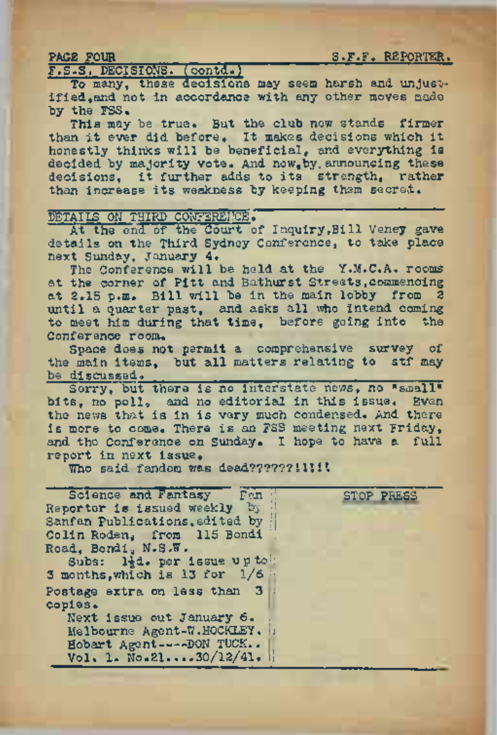## F.S.S. DECISIONS. (contd.)

To many, these decisions may seem harsh and unjustified, and not in accordance with any other moves made by the FSS.

This may be true. But the club now stands firmer than it ever did before. It makes decisions which it honestly thinks will be beneficial, and everything is decided by majority vote. And now, by announcing these decisions, it further adds to its strength, rather than increase its weakness by keeping them secret.

## DETAILS ON THIRD CONFERENCE.

At the end of the Court of Inquiry, Bill Veney gave details on the Third Sydney Conference, to take place next Sunday, January 4.

The Conference will be held at the Y.M.C.A. rooms at the corner of Pitt and Bathurst Streets, commencing at 2.15 p.m. Bill will be in the main lobby from 2 until a quarter past, and asks all who intend coming to meet him during that time, before going into the Conference room.

Space does not permit a comprehensive survey of the main items, but all matters relating to stf may be discussed.

---

Sorry, but there is no interstate news, no "small" bits, no poll, and no editorial in this issue. Even the news that is in is very much condensed. And there is more to come. There is an FSS meeting next Friday, and the Conference on Sunday. I hope to have a full report in next issue.

Who said fandom was dead??????!!!!!

---

Science and Fantasy Fan Reporter is issued weekly by Sanfan Publications, edited by Colin Roden, from 115 Bondi Road, Bondi, N.S.W.

Subs: 1½d. per issue up to 3 months, which is 13 for 1/6

Postage extra on less than 3 copies.

Next issue out January 6.

Melbourne Agent-W.HOCKLEY.

Hobart Agent----DON TUCK..

Vol. 1. No.21....30/12/41.

STOP PRESS